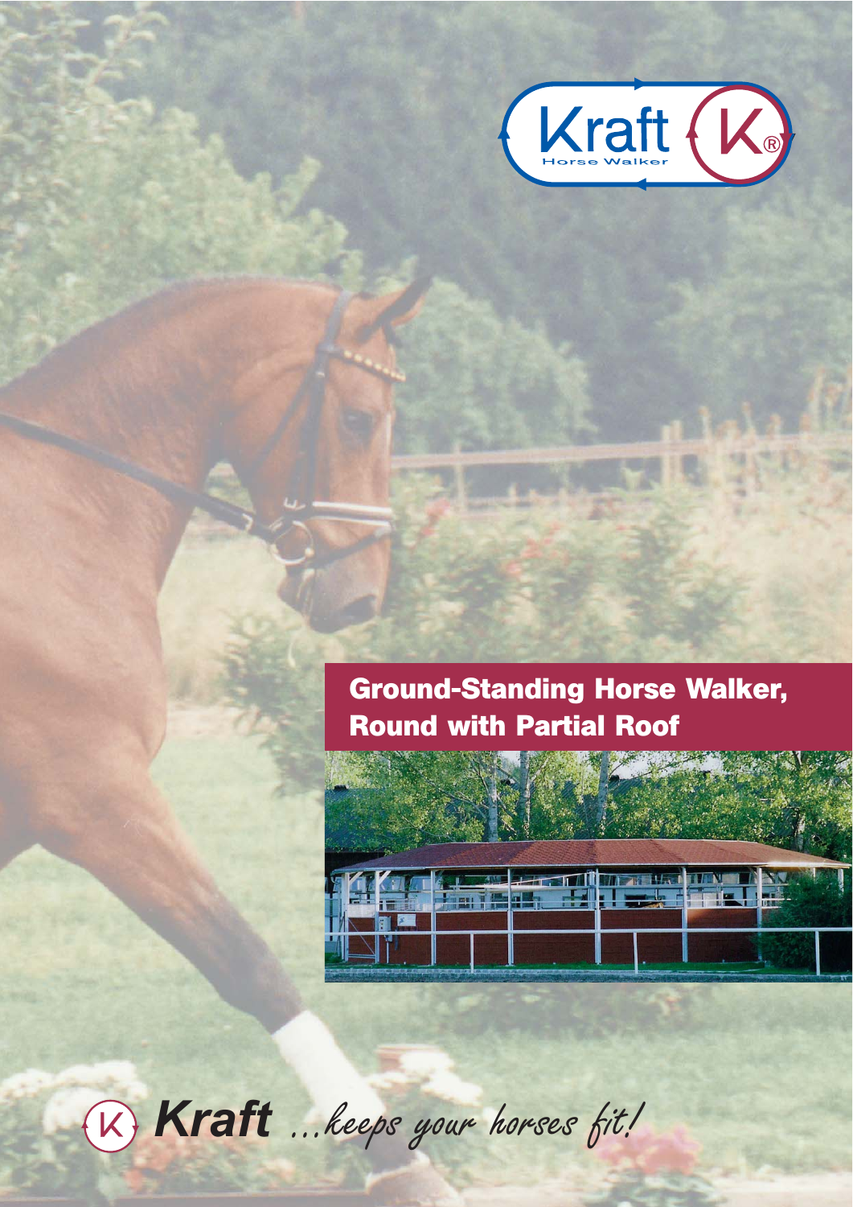Kraft Horse Walker

# Ground-Standing Horse Walker, Round with Partial Roof

**Kraft** *...keeps your horses fit!*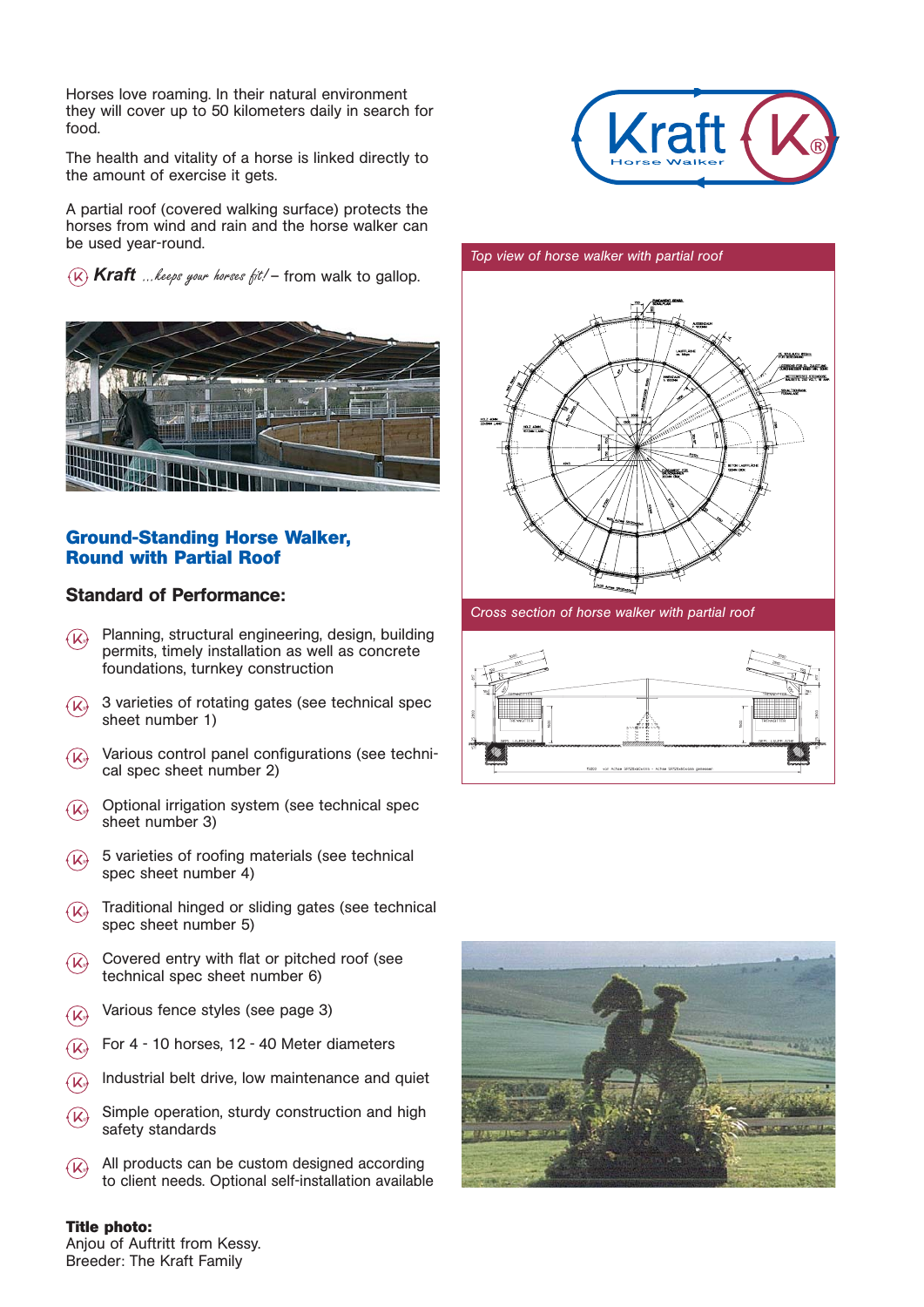Horses love roaming. In their natural environment they will cover up to 50 kilometers daily in search for food.

The health and vitality of a horse is linked directly to the amount of exercise it gets.

A partial roof (covered walking surface) protects the horses from wind and rain and the horse walker can be used year-round.

**Kraft** *...keeps your horses fit!* – from walk to gallop.

## Ground-Standing Horse Walker, Round with Partial Roof

### Standard of Performance:

- Planning, structural engineering, design, building permits, timely installation as well as concrete foundations, turnkey construction
- 3 varieties of rotating gates (see technical spec sheet number 1)
- Various control panel configurations (see technical spec sheet number 2)
- Optional irrigation system (see technical spec sheet number 3)
- 5 varieties of roofing materials (see technical spec sheet number 4)
- Traditional hinged or sliding gates (see technical spec sheet number 5)
- Covered entry with flat or pitched roof (see technical spec sheet number 6)
- Various fence styles (see page 3)
- For 4 - 10 horses, 12 - 40 Meter diameters
- Industrial belt drive, low maintenance and quiet
- Simple operation, sturdy construction and high safety standards
- All products can be custom designed according to client needs. Optional self-installation available

**Title photo:**
Anjou of Auftritt from Kessy.
Breeder: The Kraft Family

*Top view of horse walker with partial roof*

*Cross section of horse walker with partial roof*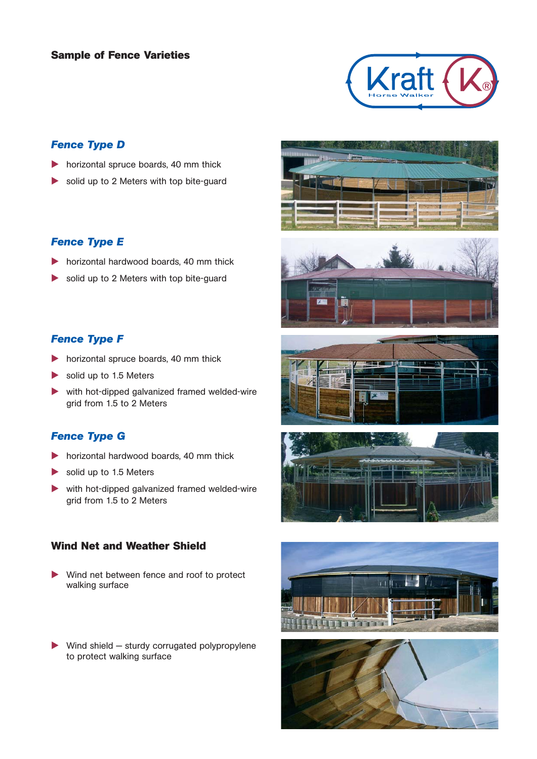## Sample of Fence Varieties

### *Fence Type D*

- horizontal spruce boards, 40 mm thick
- solid up to 2 Meters with top bite-guard

### *Fence Type E*

- horizontal hardwood boards, 40 mm thick
- solid up to 2 Meters with top bite-guard

### *Fence Type F*

- horizontal spruce boards, 40 mm thick
- solid up to 1.5 Meters
- with hot-dipped galvanized framed welded-wire grid from 1.5 to 2 Meters

### *Fence Type G*

- horizontal hardwood boards, 40 mm thick
- solid up to 1.5 Meters
- with hot-dipped galvanized framed welded-wire grid from 1.5 to 2 Meters

## Wind Net and Weather Shield

- Wind net between fence and roof to protect walking surface

- Wind shield – sturdy corrugated polypropylene to protect walking surface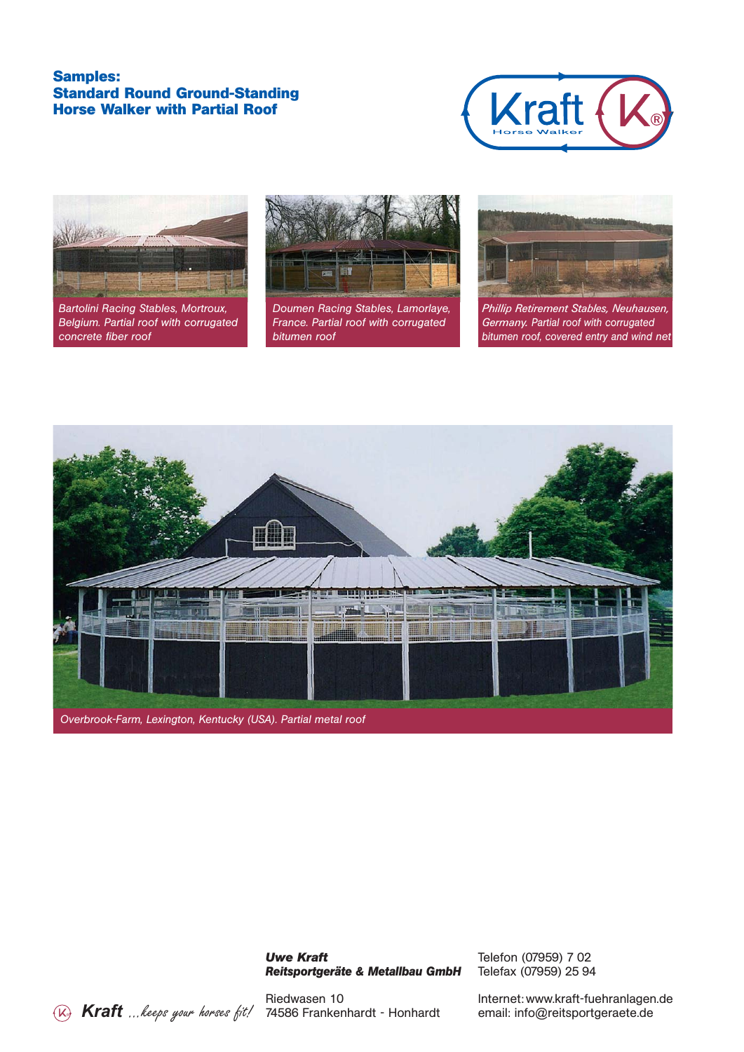## Samples:
## Standard Round Ground-Standing Horse Walker with Partial Roof

Bartolini Racing Stables, Mortroux, Belgium. Partial roof with corrugated concrete fiber roof

Doumen Racing Stables, Lamorlaye, France. Partial roof with corrugated bitumen roof

Phillip Retirement Stables, Neuhausen, Germany. Partial roof with corrugated bitumen roof, covered entry and wind net

Overbrook-Farm, Lexington, Kentucky (USA). Partial metal roof

Kraft ...keeps your horses fit!

***Uwe Kraft***
***Reitsportgeräte & Metallbau GmbH***

Riedwasen 10
74586 Frankenhardt - Honhardt

Telefon (07959) 7 02
Telefax (07959) 25 94

Internet: www.kraft-fuehranlagen.de
email: info@reitsportgeraete.de